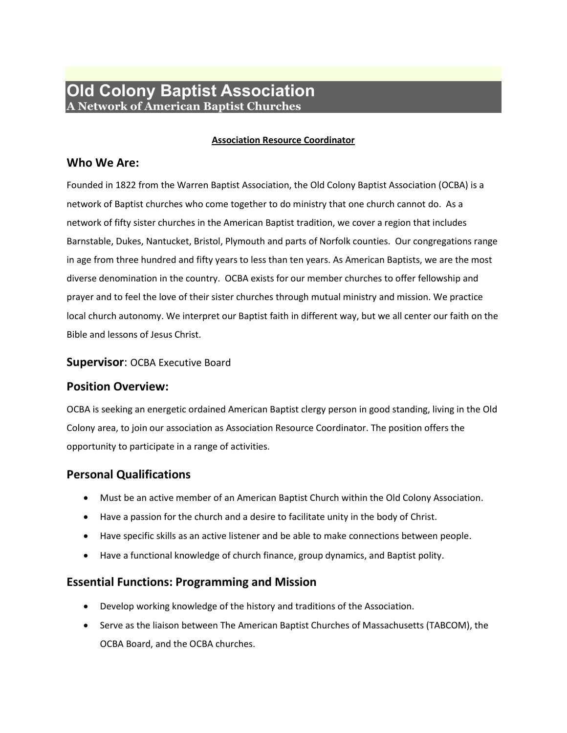# Old Colony Baptist Association

**A Network of American Baptist Churches**

**Association Resource Coordinator**

## Who We Are:

Founded in 1822 from the Warren Baptist Association, the Old Colony Baptist Association (OCBA) is a network of Baptist churches who come together to do ministry that one church cannot do. As a network of fifty sister churches in the American Baptist tradition, we cover a region that includes Barnstable, Dukes, Nantucket, Bristol, Plymouth and parts of Norfolk counties. Our congregations range in age from three hundred and fifty years to less than ten years. As American Baptists, we are the most diverse denomination in the country. OCBA exists for our member churches to offer fellowship and prayer and to feel the love of their sister churches through mutual ministry and mission. We practice local church autonomy. We interpret our Baptist faith in different way, but we all center our faith on the Bible and lessons of Jesus Christ.

## Supervisor: OCBA Executive Board

## Position Overview:

OCBA is seeking an energetic ordained American Baptist clergy person in good standing, living in the Old Colony area, to join our association as Association Resource Coordinator. The position offers the opportunity to participate in a range of activities.

## Personal Qualifications

- Must be an active member of an American Baptist Church within the Old Colony Association.
- Have a passion for the church and a desire to facilitate unity in the body of Christ.
- Have specific skills as an active listener and be able to make connections between people.
- Have a functional knowledge of church finance, group dynamics, and Baptist polity.

## Essential Functions: Programming and Mission

- Develop working knowledge of the history and traditions of the Association.
- Serve as the liaison between The American Baptist Churches of Massachusetts (TABCOM), the OCBA Board, and the OCBA churches.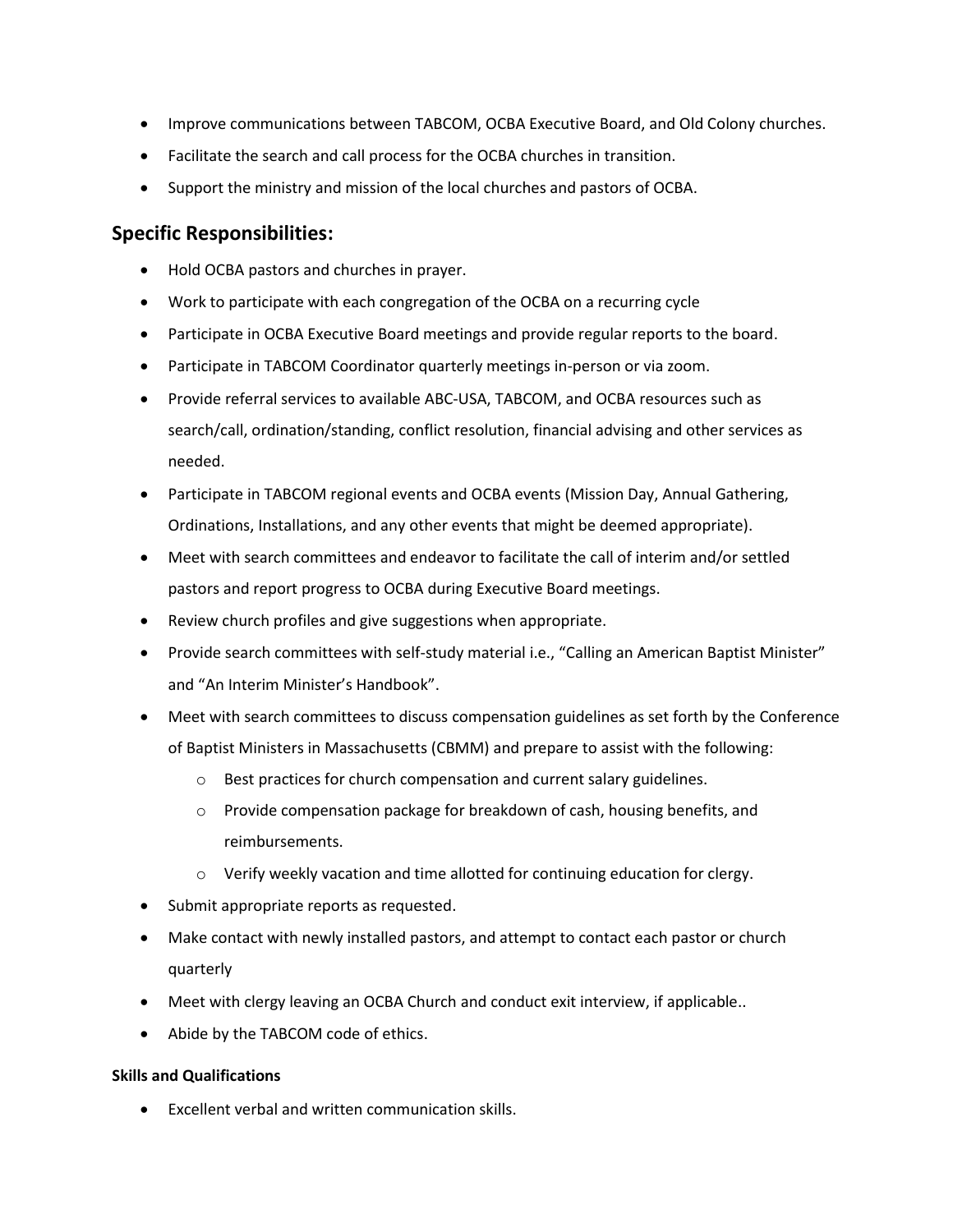- Improve communications between TABCOM, OCBA Executive Board, and Old Colony churches.
- Facilitate the search and call process for the OCBA churches in transition.
- Support the ministry and mission of the local churches and pastors of OCBA.

## Specific Responsibilities:

- Hold OCBA pastors and churches in prayer.
- Work to participate with each congregation of the OCBA on a recurring cycle
- Participate in OCBA Executive Board meetings and provide regular reports to the board.
- Participate in TABCOM Coordinator quarterly meetings in-person or via zoom.
- Provide referral services to available ABC-USA, TABCOM, and OCBA resources such as search/call, ordination/standing, conflict resolution, financial advising and other services as needed.
- Participate in TABCOM regional events and OCBA events (Mission Day, Annual Gathering, Ordinations, Installations, and any other events that might be deemed appropriate).
- Meet with search committees and endeavor to facilitate the call of interim and/or settled pastors and report progress to OCBA during Executive Board meetings.
- Review church profiles and give suggestions when appropriate.
- Provide search committees with self-study material i.e., "Calling an American Baptist Minister" and "An Interim Minister's Handbook".
- Meet with search committees to discuss compensation guidelines as set forth by the Conference of Baptist Ministers in Massachusetts (CBMM) and prepare to assist with the following:
  - Best practices for church compensation and current salary guidelines.
  - Provide compensation package for breakdown of cash, housing benefits, and reimbursements.
  - Verify weekly vacation and time allotted for continuing education for clergy.
- Submit appropriate reports as requested.
- Make contact with newly installed pastors, and attempt to contact each pastor or church quarterly
- Meet with clergy leaving an OCBA Church and conduct exit interview, if applicable..
- Abide by the TABCOM code of ethics.

#### Skills and Qualifications

- Excellent verbal and written communication skills.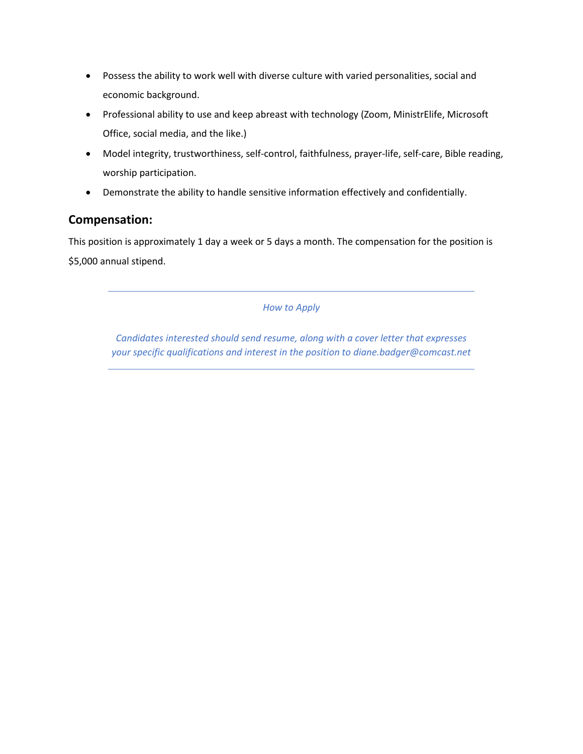- Possess the ability to work well with diverse culture with varied personalities, social and economic background.
- Professional ability to use and keep abreast with technology (Zoom, MinistrElife, Microsoft Office, social media, and the like.)
- Model integrity, trustworthiness, self-control, faithfulness, prayer-life, self-care, Bible reading, worship participation.
- Demonstrate the ability to handle sensitive information effectively and confidentially.

## Compensation:

This position is approximately 1 day a week or 5 days a month. The compensation for the position is $5,000 annual stipend.

---

*How to Apply*

*Candidates interested should send resume, along with a cover letter that expresses your specific qualifications and interest in the position to diane.badger@comcast.net*

---